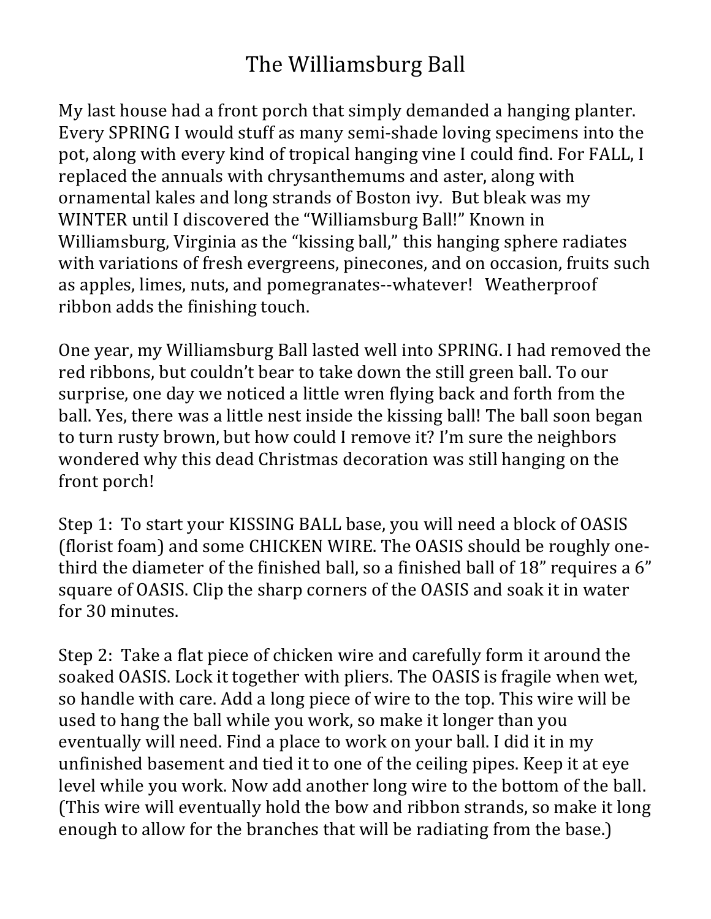# The Williamsburg Ball

My last house had a front porch that simply demanded a hanging planter. Every SPRING I would stuff as many semi-shade loving specimens into the pot, along with every kind of tropical hanging vine I could find. For FALL, I replaced the annuals with chrysanthemums and aster, along with ornamental kales and long strands of Boston ivy. But bleak was my WINTER until I discovered the "Williamsburg Ball!" Known in Williamsburg, Virginia as the "kissing ball," this hanging sphere radiates with variations of fresh evergreens, pinecones, and on occasion, fruits such as apples, limes, nuts, and pomegranates--whatever! Weatherproof ribbon adds the finishing touch.

One year, my Williamsburg Ball lasted well into SPRING. I had removed the red ribbons, but couldn't bear to take down the still green ball. To our surprise, one day we noticed a little wren flying back and forth from the ball. Yes, there was a little nest inside the kissing ball! The ball soon began to turn rusty brown, but how could I remove it? I'm sure the neighbors wondered why this dead Christmas decoration was still hanging on the front porch!

Step 1: To start your KISSING BALL base, you will need a block of OASIS (florist foam) and some CHICKEN WIRE. The OASIS should be roughly one-third the diameter of the finished ball, so a finished ball of 18" requires a 6" square of OASIS. Clip the sharp corners of the OASIS and soak it in water for 30 minutes.

Step 2: Take a flat piece of chicken wire and carefully form it around the soaked OASIS. Lock it together with pliers. The OASIS is fragile when wet, so handle with care. Add a long piece of wire to the top. This wire will be used to hang the ball while you work, so make it longer than you eventually will need. Find a place to work on your ball. I did it in my unfinished basement and tied it to one of the ceiling pipes. Keep it at eye level while you work. Now add another long wire to the bottom of the ball. (This wire will eventually hold the bow and ribbon strands, so make it long enough to allow for the branches that will be radiating from the base.)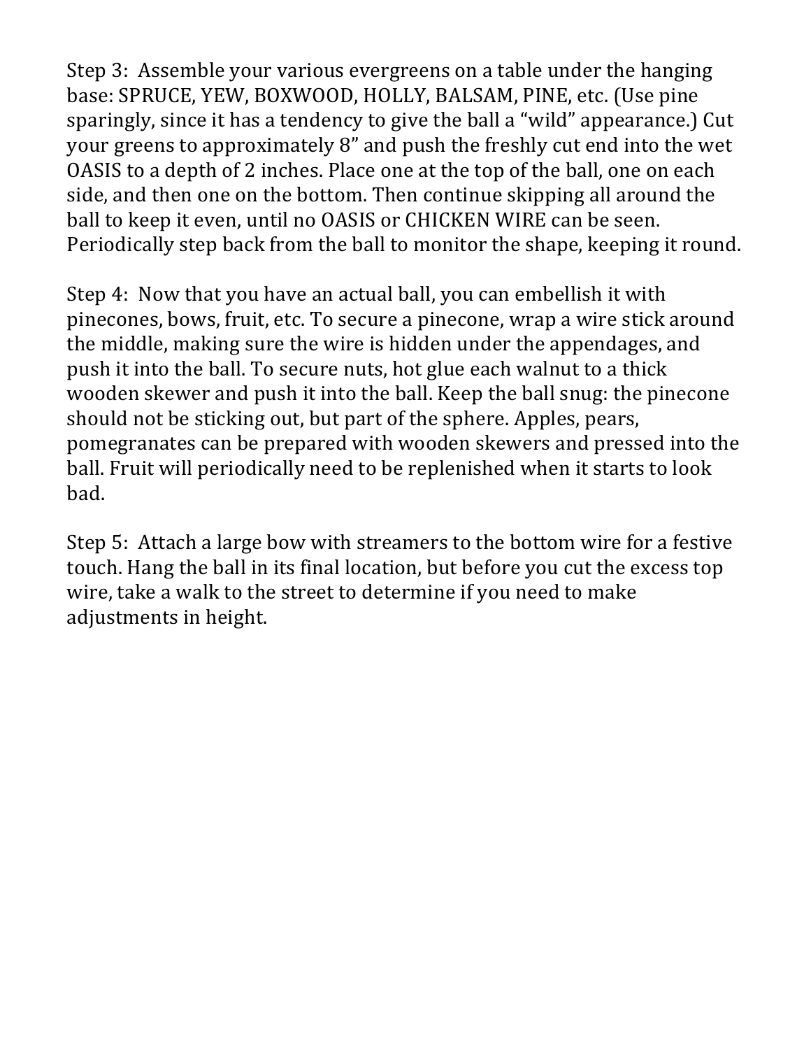Step 3: Assemble your various evergreens on a table under the hanging base: SPRUCE, YEW, BOXWOOD, HOLLY, BALSAM, PINE, etc. (Use pine sparingly, since it has a tendency to give the ball a "wild" appearance.) Cut your greens to approximately 8" and push the freshly cut end into the wet OASIS to a depth of 2 inches. Place one at the top of the ball, one on each side, and then one on the bottom. Then continue skipping all around the ball to keep it even, until no OASIS or CHICKEN WIRE can be seen. Periodically step back from the ball to monitor the shape, keeping it round.

Step 4: Now that you have an actual ball, you can embellish it with pinecones, bows, fruit, etc. To secure a pinecone, wrap a wire stick around the middle, making sure the wire is hidden under the appendages, and push it into the ball. To secure nuts, hot glue each walnut to a thick wooden skewer and push it into the ball. Keep the ball snug: the pinecone should not be sticking out, but part of the sphere. Apples, pears, pomegranates can be prepared with wooden skewers and pressed into the ball. Fruit will periodically need to be replenished when it starts to look bad.

Step 5: Attach a large bow with streamers to the bottom wire for a festive touch. Hang the ball in its final location, but before you cut the excess top wire, take a walk to the street to determine if you need to make adjustments in height.